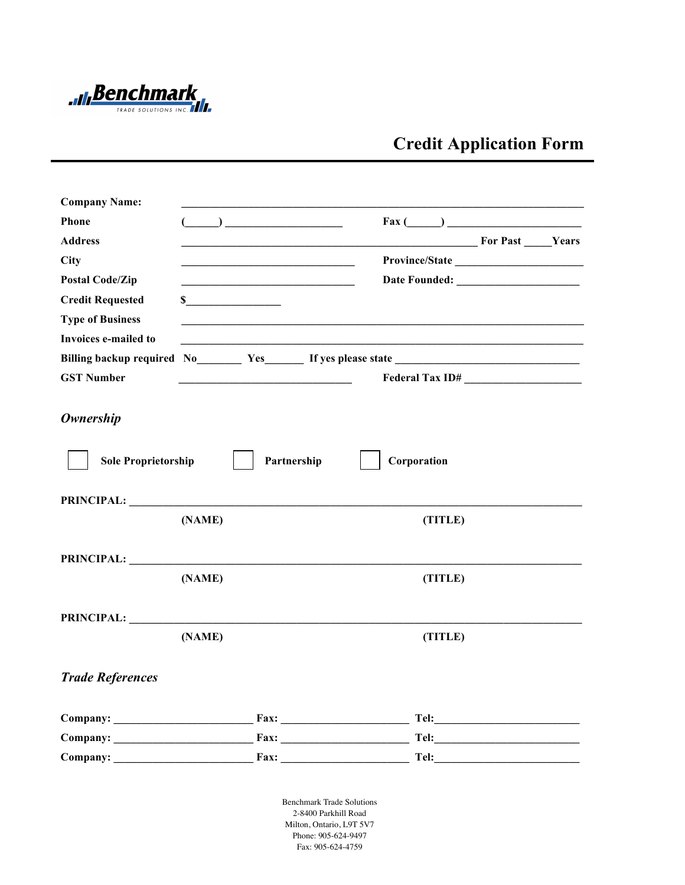Benchmark TRADE SOLUTIONS INC.

# Credit Application Form

**Company Name:** ______________________________________________

**Phone** (_____) ____________________ **Fax** (_____) ______________________

**Address** ____________________________________ **For Past** _____**Years**

**City** ______________________________ **Province/State** ______________________

**Postal Code/Zip** ______________________________ **Date Founded:** ______________________

**Credit Requested** $________________

**Type of Business** ______________________________________________

**Invoices e-mailed to** ______________________________________________

**Billing backup required** **No**________ **Yes**_______ **If yes please state** ______________________________

**GST Number** ______________________________ **Federal Tax ID#** ______________________

## *Ownership*

☐ **Sole Proprietorship** ☐ **Partnership** ☐ **Corporation**

**PRINCIPAL:** ________________________________________________________________

**(NAME)** **(TITLE)**

**PRINCIPAL:** ________________________________________________________________

**(NAME)** **(TITLE)**

**PRINCIPAL:** ________________________________________________________________

**(NAME)** **(TITLE)**

## *Trade References*

**Company:** ________________________ **Fax:** ______________________ **Tel:** ________________________

**Company:** ________________________ **Fax:** ______________________ **Tel:** ________________________

**Company:** ________________________ **Fax:** ______________________ **Tel:** ________________________

Benchmark Trade Solutions
2-8400 Parkhill Road
Milton, Ontario, L9T 5V7
Phone: 905-624-9497
Fax: 905-624-4759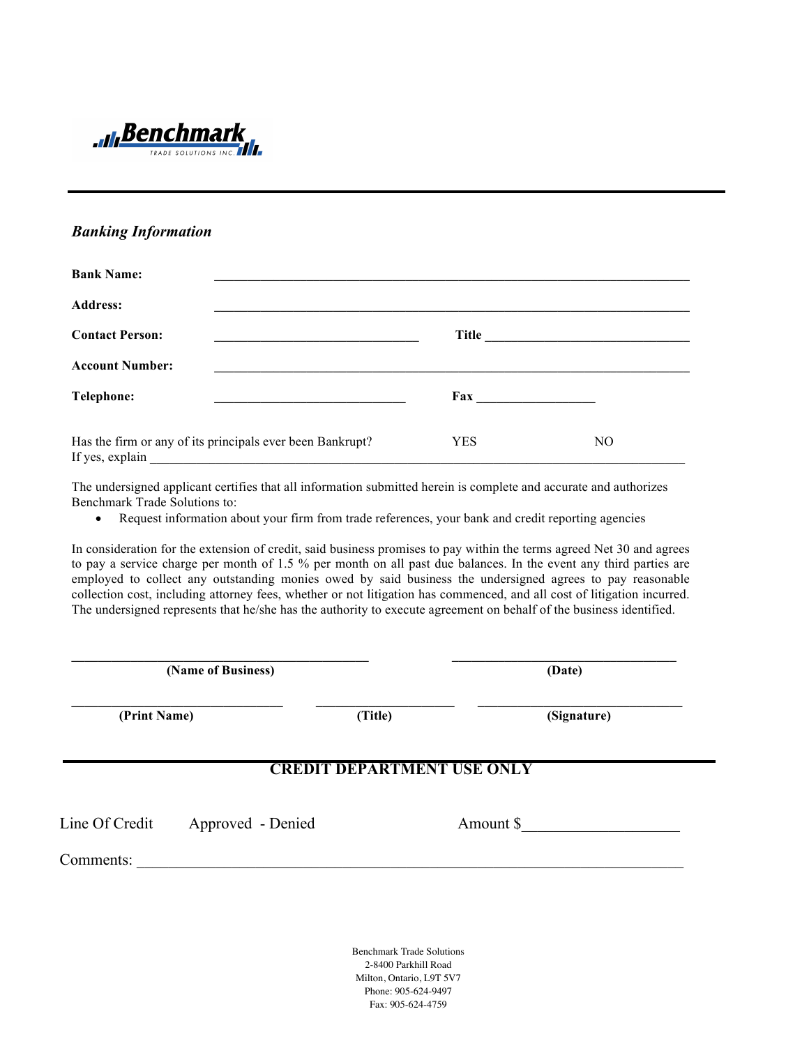Benchmark TRADE SOLUTIONS INC.

## *Banking Information*

**Bank Name:** ______________________________________________

**Address:** ______________________________________________

**Contact Person:** ____________________ **Title** ____________________

**Account Number:** ______________________________________________

**Telephone:** ____________________ **Fax** ______________

Has the firm or any of its principals ever been Bankrupt? YES NO
If yes, explain ______________________________________________

The undersigned applicant certifies that all information submitted herein is complete and accurate and authorizes Benchmark Trade Solutions to:

- Request information about your firm from trade references, your bank and credit reporting agencies

In consideration for the extension of credit, said business promises to pay within the terms agreed Net 30 and agrees to pay a service charge per month of 1.5 % per month on all past due balances. In the event any third parties are employed to collect any outstanding monies owed by said business the undersigned agrees to pay reasonable collection cost, including attorney fees, whether or not litigation has commenced, and all cost of litigation incurred. The undersigned represents that he/she has the authority to execute agreement on behalf of the business identified.

______________________________ ______________________
**(Name of Business)** **(Date)**

____________________ ______________ ____________________
**(Print Name)** **(Title)** **(Signature)**

## CREDIT DEPARTMENT USE ONLY

Line Of Credit Approved - Denied Amount $____________________

Comments: ______________________________________________

Benchmark Trade Solutions
2-8400 Parkhill Road
Milton, Ontario, L9T 5V7
Phone: 905-624-9497
Fax: 905-624-4759